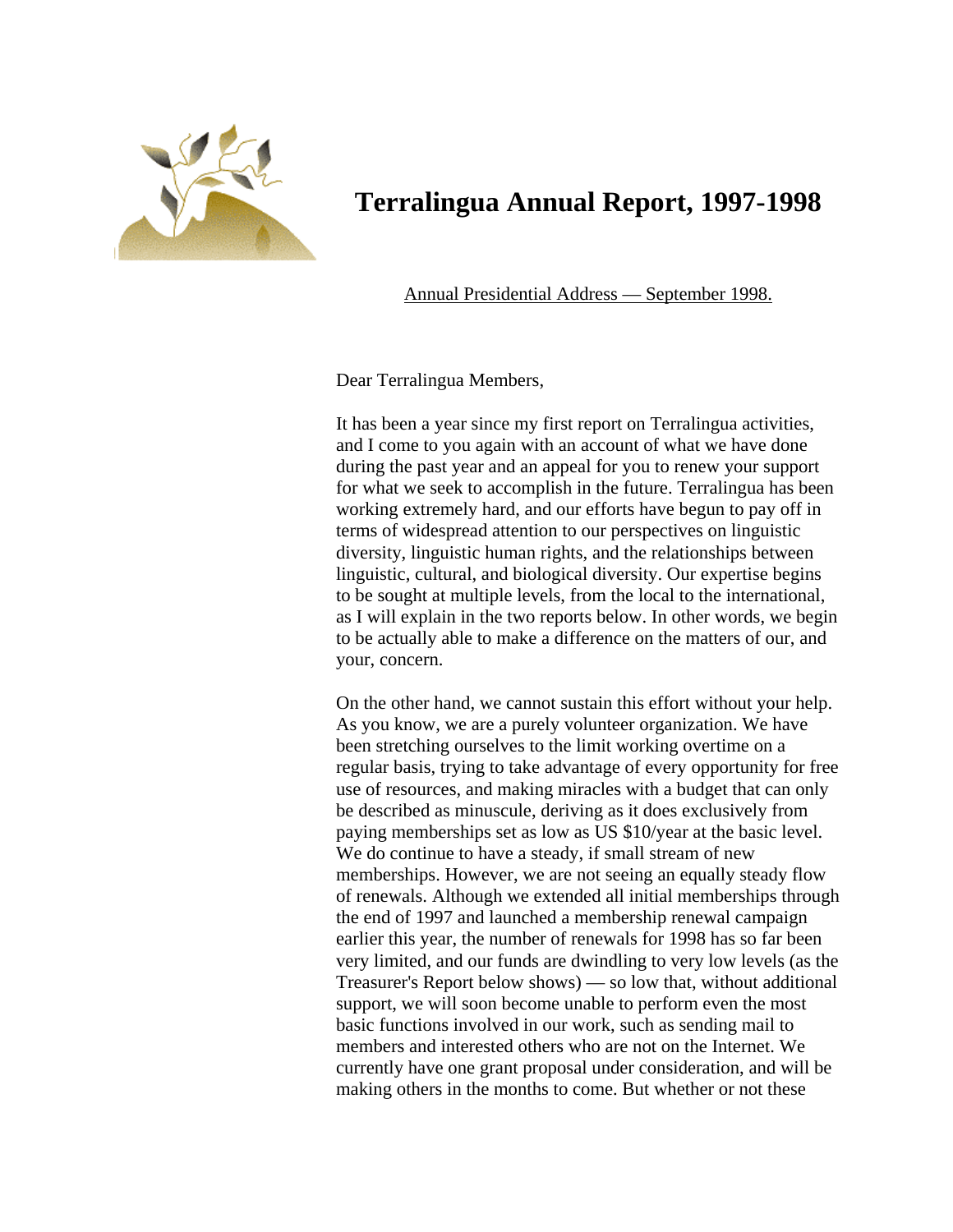# Terralingua Annual Report, 1997-1998

Annual Presidential Address — September 1998.

Dear Terralingua Members,

It has been a year since my first report on Terralingua activities, and I come to you again with an account of what we have done during the past year and an appeal for you to renew your support for what we seek to accomplish in the future. Terralingua has been working extremely hard, and our efforts have begun to pay off in terms of widespread attention to our perspectives on linguistic diversity, linguistic human rights, and the relationships between linguistic, cultural, and biological diversity. Our expertise begins to be sought at multiple levels, from the local to the international, as I will explain in the two reports below. In other words, we begin to be actually able to make a difference on the matters of our, and your, concern.

On the other hand, we cannot sustain this effort without your help. As you know, we are a purely volunteer organization. We have been stretching ourselves to the limit working overtime on a regular basis, trying to take advantage of every opportunity for free use of resources, and making miracles with a budget that can only be described as minuscule, deriving as it does exclusively from paying memberships set as low as US $10/year at the basic level. We do continue to have a steady, if small stream of new memberships. However, we are not seeing an equally steady flow of renewals. Although we extended all initial memberships through the end of 1997 and launched a membership renewal campaign earlier this year, the number of renewals for 1998 has so far been very limited, and our funds are dwindling to very low levels (as the Treasurer's Report below shows) — so low that, without additional support, we will soon become unable to perform even the most basic functions involved in our work, such as sending mail to members and interested others who are not on the Internet. We currently have one grant proposal under consideration, and will be making others in the months to come. But whether or not these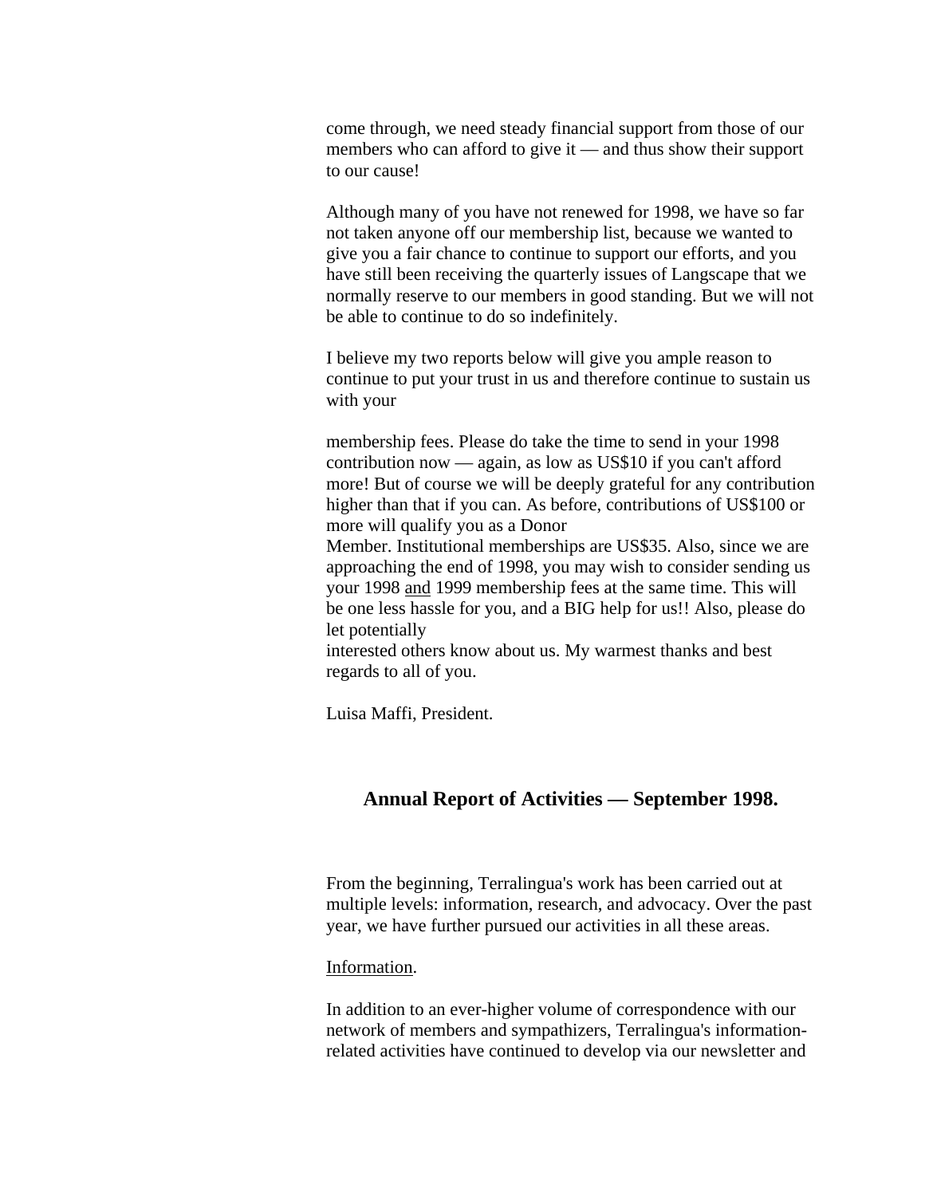come through, we need steady financial support from those of our members who can afford to give it — and thus show their support to our cause!

Although many of you have not renewed for 1998, we have so far not taken anyone off our membership list, because we wanted to give you a fair chance to continue to support our efforts, and you have still been receiving the quarterly issues of Langscape that we normally reserve to our members in good standing. But we will not be able to continue to do so indefinitely.

I believe my two reports below will give you ample reason to continue to put your trust in us and therefore continue to sustain us with your

membership fees. Please do take the time to send in your 1998 contribution now — again, as low as US$10 if you can't afford more! But of course we will be deeply grateful for any contribution higher than that if you can. As before, contributions of US$100 or more will qualify you as a Donor Member. Institutional memberships are US$35. Also, since we are approaching the end of 1998, you may wish to consider sending us your 1998 and 1999 membership fees at the same time. This will be one less hassle for you, and a BIG help for us!! Also, please do let potentially interested others know about us. My warmest thanks and best regards to all of you.

Luisa Maffi, President.

## Annual Report of Activities — September 1998.

From the beginning, Terralingua's work has been carried out at multiple levels: information, research, and advocacy. Over the past year, we have further pursued our activities in all these areas.

Information.

In addition to an ever-higher volume of correspondence with our network of members and sympathizers, Terralingua's information-related activities have continued to develop via our newsletter and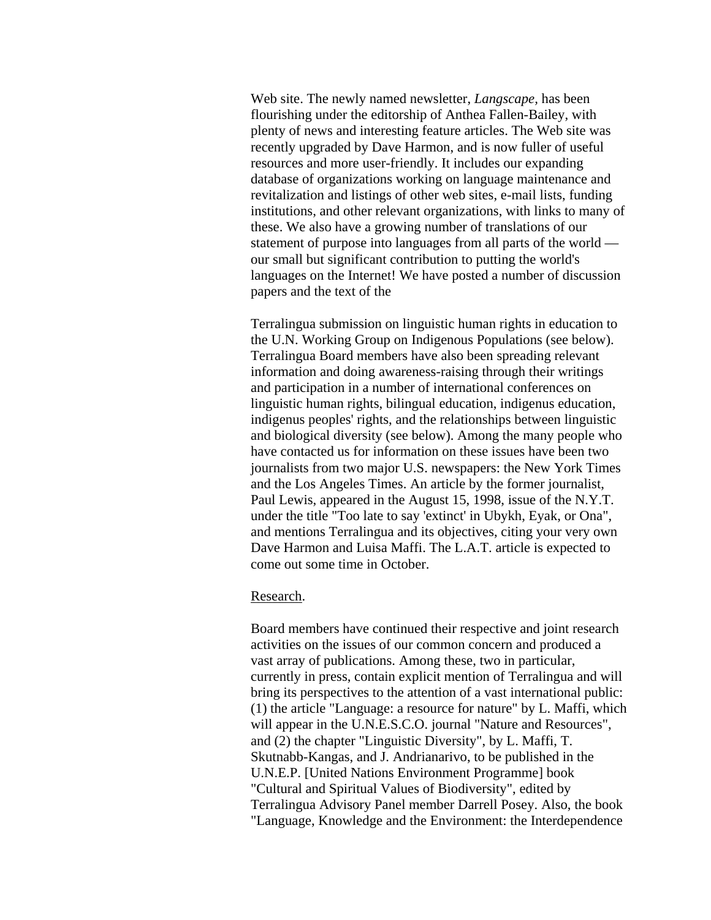Web site. The newly named newsletter, *Langscape*, has been flourishing under the editorship of Anthea Fallen-Bailey, with plenty of news and interesting feature articles. The Web site was recently upgraded by Dave Harmon, and is now fuller of useful resources and more user-friendly. It includes our expanding database of organizations working on language maintenance and revitalization and listings of other web sites, e-mail lists, funding institutions, and other relevant organizations, with links to many of these. We also have a growing number of translations of our statement of purpose into languages from all parts of the world — our small but significant contribution to putting the world's languages on the Internet! We have posted a number of discussion papers and the text of the

Terralingua submission on linguistic human rights in education to the U.N. Working Group on Indigenous Populations (see below). Terralingua Board members have also been spreading relevant information and doing awareness-raising through their writings and participation in a number of international conferences on linguistic human rights, bilingual education, indigenus education, indigenus peoples' rights, and the relationships between linguistic and biological diversity (see below). Among the many people who have contacted us for information on these issues have been two journalists from two major U.S. newspapers: the New York Times and the Los Angeles Times. An article by the former journalist, Paul Lewis, appeared in the August 15, 1998, issue of the N.Y.T. under the title "Too late to say 'extinct' in Ubykh, Eyak, or Ona", and mentions Terralingua and its objectives, citing your very own Dave Harmon and Luisa Maffi. The L.A.T. article is expected to come out some time in October.

<u>Research</u>.

Board members have continued their respective and joint research activities on the issues of our common concern and produced a vast array of publications. Among these, two in particular, currently in press, contain explicit mention of Terralingua and will bring its perspectives to the attention of a vast international public: (1) the article "Language: a resource for nature" by L. Maffi, which will appear in the U.N.E.S.C.O. journal "Nature and Resources", and (2) the chapter "Linguistic Diversity", by L. Maffi, T. Skutnabb-Kangas, and J. Andrianarivo, to be published in the U.N.E.P. [United Nations Environment Programme] book "Cultural and Spiritual Values of Biodiversity", edited by Terralingua Advisory Panel member Darrell Posey. Also, the book "Language, Knowledge and the Environment: the Interdependence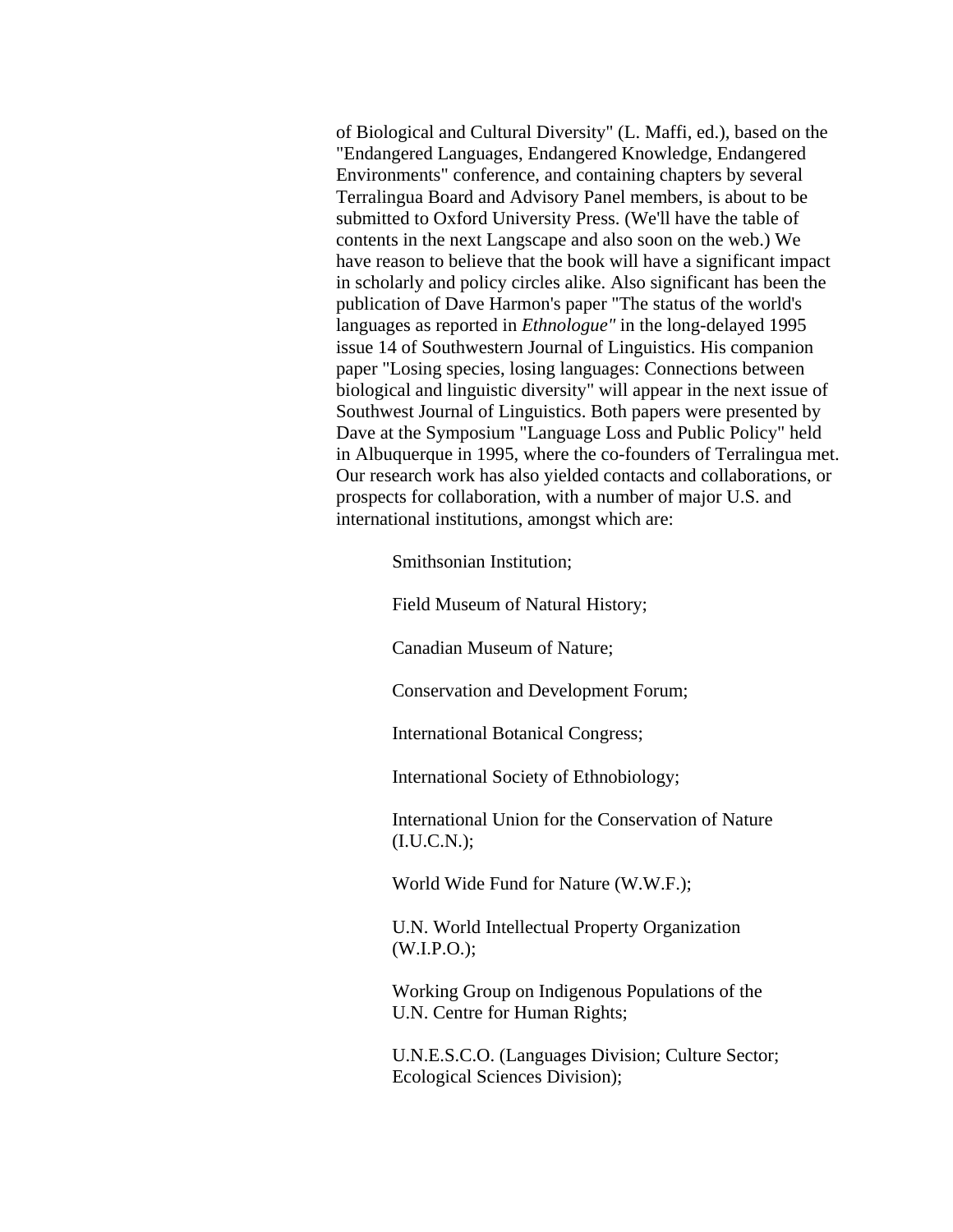of Biological and Cultural Diversity" (L. Maffi, ed.), based on the "Endangered Languages, Endangered Knowledge, Endangered Environments" conference, and containing chapters by several Terralingua Board and Advisory Panel members, is about to be submitted to Oxford University Press. (We'll have the table of contents in the next Langscape and also soon on the web.) We have reason to believe that the book will have a significant impact in scholarly and policy circles alike. Also significant has been the publication of Dave Harmon's paper "The status of the world's languages as reported in *Ethnologue"* in the long-delayed 1995 issue 14 of Southwestern Journal of Linguistics. His companion paper "Losing species, losing languages: Connections between biological and linguistic diversity" will appear in the next issue of Southwest Journal of Linguistics. Both papers were presented by Dave at the Symposium "Language Loss and Public Policy" held in Albuquerque in 1995, where the co-founders of Terralingua met. Our research work has also yielded contacts and collaborations, or prospects for collaboration, with a number of major U.S. and international institutions, amongst which are:

Smithsonian Institution;

Field Museum of Natural History;

Canadian Museum of Nature;

Conservation and Development Forum;

International Botanical Congress;

International Society of Ethnobiology;

International Union for the Conservation of Nature (I.U.C.N.);

World Wide Fund for Nature (W.W.F.);

U.N. World Intellectual Property Organization (W.I.P.O.);

Working Group on Indigenous Populations of the U.N. Centre for Human Rights;

U.N.E.S.C.O. (Languages Division; Culture Sector; Ecological Sciences Division);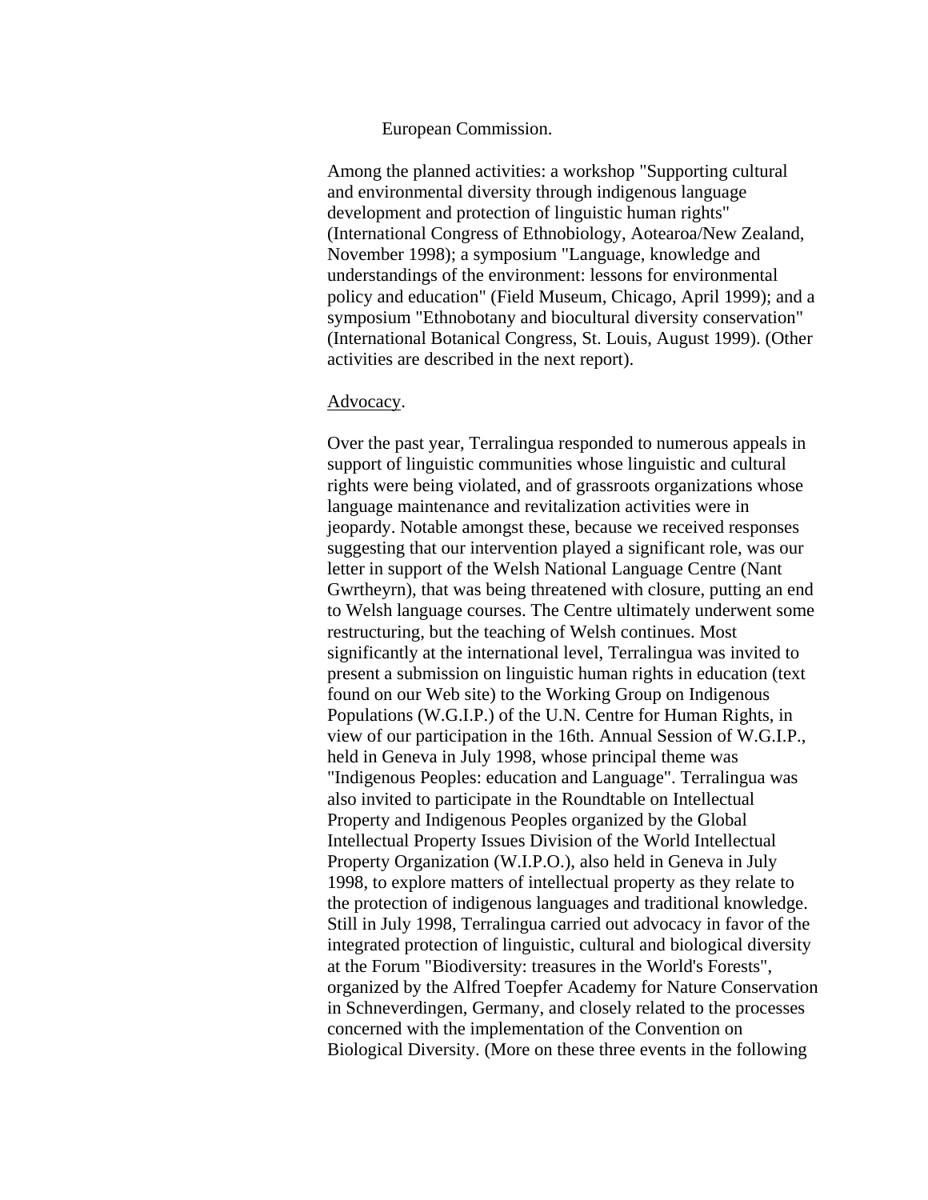European Commission.

Among the planned activities: a workshop "Supporting cultural and environmental diversity through indigenous language development and protection of linguistic human rights" (International Congress of Ethnobiology, Aotearoa/New Zealand, November 1998); a symposium "Language, knowledge and understandings of the environment: lessons for environmental policy and education" (Field Museum, Chicago, April 1999); and a symposium "Ethnobotany and biocultural diversity conservation" (International Botanical Congress, St. Louis, August 1999). (Other activities are described in the next report).

<u>Advocacy</u>.

Over the past year, Terralingua responded to numerous appeals in support of linguistic communities whose linguistic and cultural rights were being violated, and of grassroots organizations whose language maintenance and revitalization activities were in jeopardy. Notable amongst these, because we received responses suggesting that our intervention played a significant role, was our letter in support of the Welsh National Language Centre (Nant Gwrtheyrn), that was being threatened with closure, putting an end to Welsh language courses. The Centre ultimately underwent some restructuring, but the teaching of Welsh continues. Most significantly at the international level, Terralingua was invited to present a submission on linguistic human rights in education (text found on our Web site) to the Working Group on Indigenous Populations (W.G.I.P.) of the U.N. Centre for Human Rights, in view of our participation in the 16th. Annual Session of W.G.I.P., held in Geneva in July 1998, whose principal theme was "Indigenous Peoples: education and Language". Terralingua was also invited to participate in the Roundtable on Intellectual Property and Indigenous Peoples organized by the Global Intellectual Property Issues Division of the World Intellectual Property Organization (W.I.P.O.), also held in Geneva in July 1998, to explore matters of intellectual property as they relate to the protection of indigenous languages and traditional knowledge. Still in July 1998, Terralingua carried out advocacy in favor of the integrated protection of linguistic, cultural and biological diversity at the Forum "Biodiversity: treasures in the World's Forests", organized by the Alfred Toepfer Academy for Nature Conservation in Schneverdingen, Germany, and closely related to the processes concerned with the implementation of the Convention on Biological Diversity. (More on these three events in the following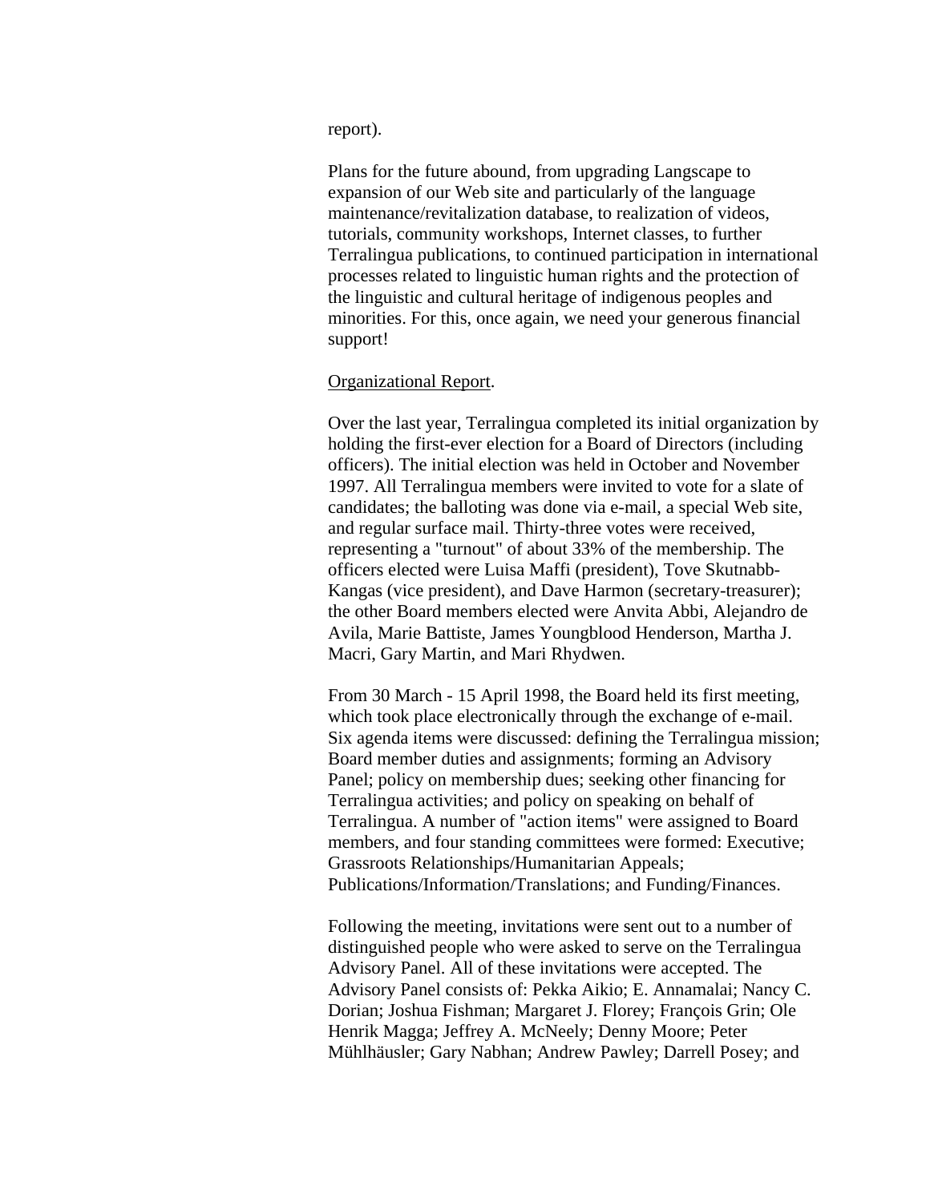report).

Plans for the future abound, from upgrading Langscape to expansion of our Web site and particularly of the language maintenance/revitalization database, to realization of videos, tutorials, community workshops, Internet classes, to further Terralingua publications, to continued participation in international processes related to linguistic human rights and the protection of the linguistic and cultural heritage of indigenous peoples and minorities. For this, once again, we need your generous financial support!

Organizational Report.

Over the last year, Terralingua completed its initial organization by holding the first-ever election for a Board of Directors (including officers). The initial election was held in October and November 1997. All Terralingua members were invited to vote for a slate of candidates; the balloting was done via e-mail, a special Web site, and regular surface mail. Thirty-three votes were received, representing a "turnout" of about 33% of the membership. The officers elected were Luisa Maffi (president), Tove Skutnabb-Kangas (vice president), and Dave Harmon (secretary-treasurer); the other Board members elected were Anvita Abbi, Alejandro de Avila, Marie Battiste, James Youngblood Henderson, Martha J. Macri, Gary Martin, and Mari Rhydwen.

From 30 March - 15 April 1998, the Board held its first meeting, which took place electronically through the exchange of e-mail. Six agenda items were discussed: defining the Terralingua mission; Board member duties and assignments; forming an Advisory Panel; policy on membership dues; seeking other financing for Terralingua activities; and policy on speaking on behalf of Terralingua. A number of "action items" were assigned to Board members, and four standing committees were formed: Executive; Grassroots Relationships/Humanitarian Appeals; Publications/Information/Translations; and Funding/Finances.

Following the meeting, invitations were sent out to a number of distinguished people who were asked to serve on the Terralingua Advisory Panel. All of these invitations were accepted. The Advisory Panel consists of: Pekka Aikio; E. Annamalai; Nancy C. Dorian; Joshua Fishman; Margaret J. Florey; François Grin; Ole Henrik Magga; Jeffrey A. McNeely; Denny Moore; Peter Mühlhäusler; Gary Nabhan; Andrew Pawley; Darrell Posey; and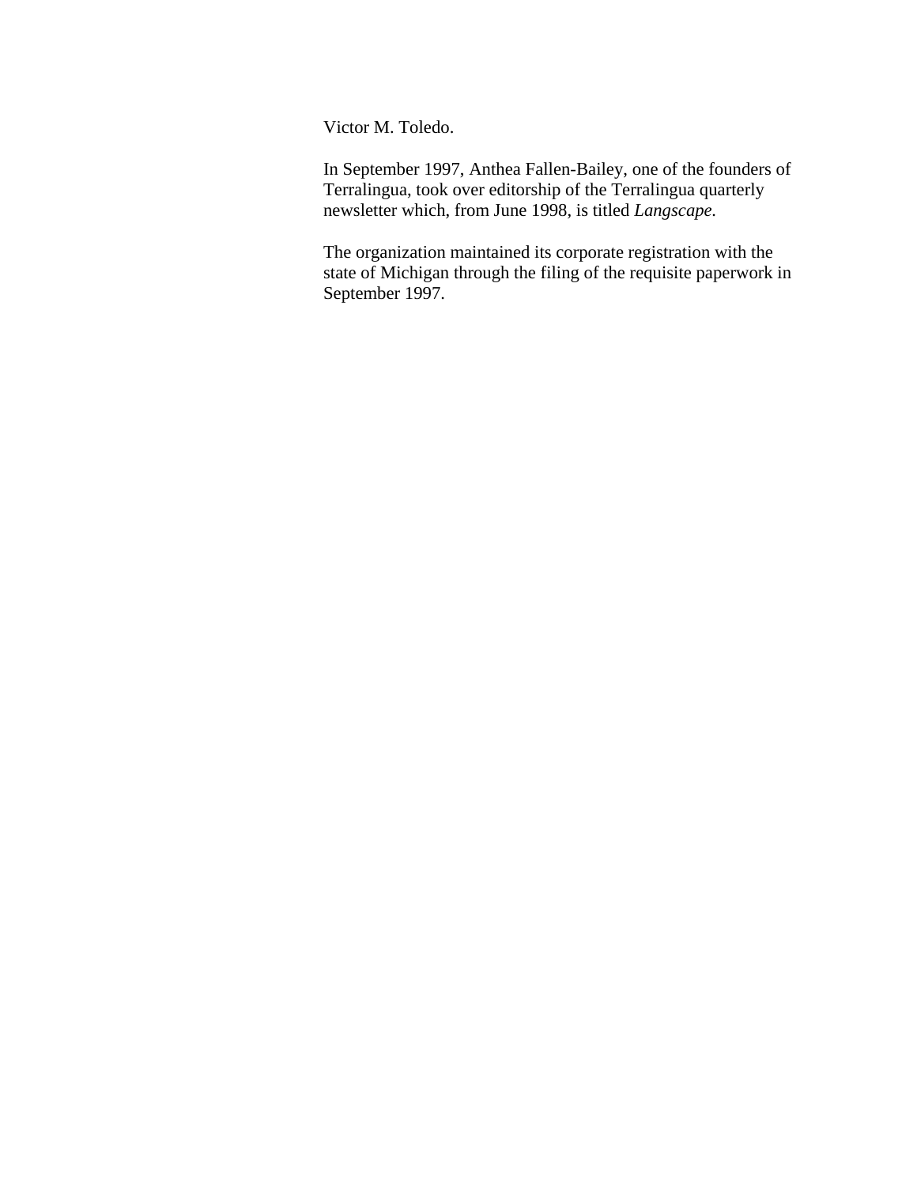Victor M. Toledo.

In September 1997, Anthea Fallen-Bailey, one of the founders of Terralingua, took over editorship of the Terralingua quarterly newsletter which, from June 1998, is titled *Langscape.*

The organization maintained its corporate registration with the state of Michigan through the filing of the requisite paperwork in September 1997.